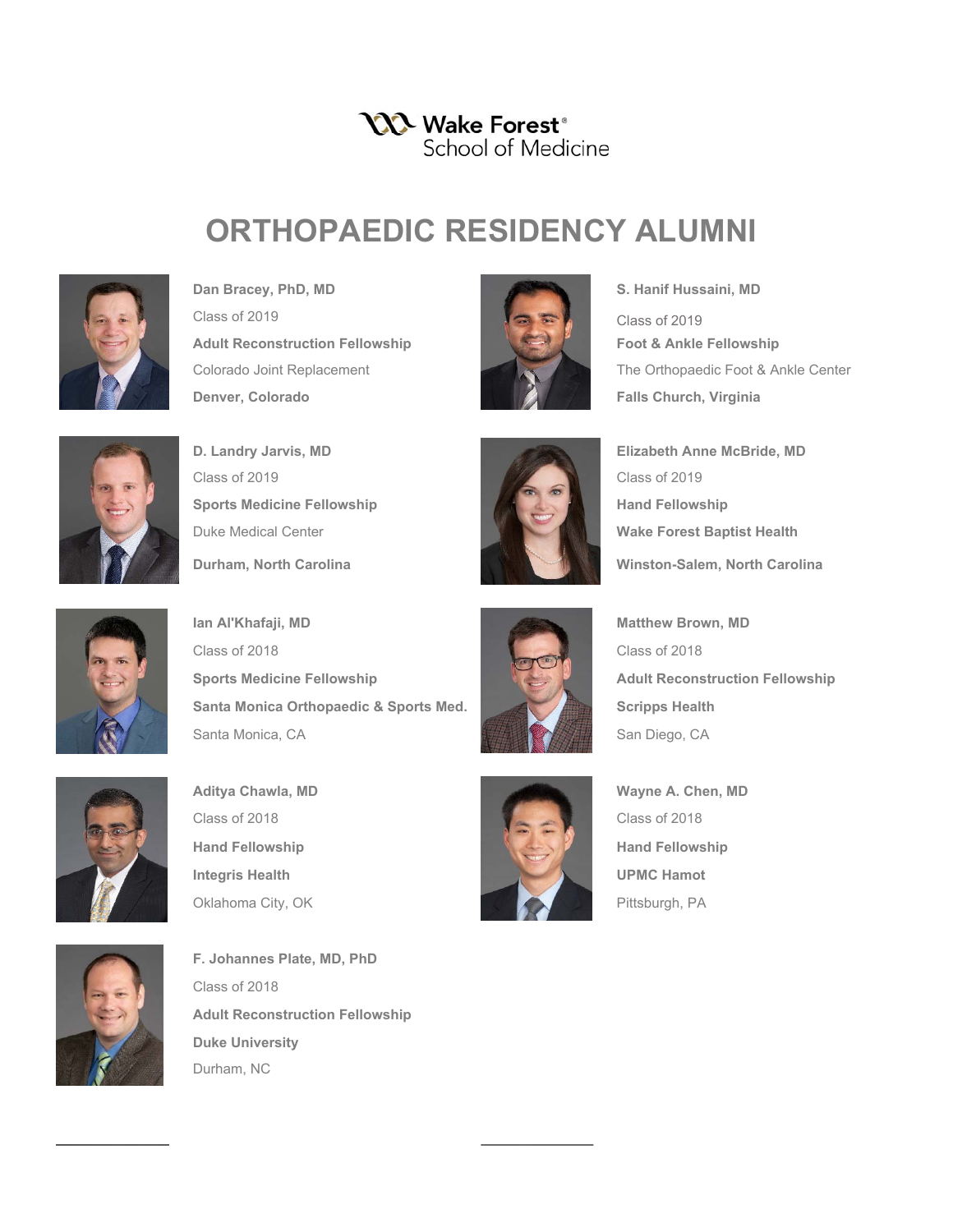Wake Forest® School of Medicine

# ORTHOPAEDIC RESIDENCY ALUMNI

**Dan Bracey, PhD, MD**
Class of 2019
**Adult Reconstruction Fellowship**
Colorado Joint Replacement
**Denver, Colorado**

**S. Hanif Hussaini, MD**
Class of 2019
**Foot & Ankle Fellowship**
The Orthopaedic Foot & Ankle Center
**Falls Church, Virginia**

**D. Landry Jarvis, MD**
Class of 2019
**Sports Medicine Fellowship**
Duke Medical Center
**Durham, North Carolina**

**Elizabeth Anne McBride, MD**
Class of 2019
**Hand Fellowship**
**Wake Forest Baptist Health**
**Winston-Salem, North Carolina**

**Ian Al'Khafaji, MD**
Class of 2018
**Sports Medicine Fellowship**
**Santa Monica Orthopaedic & Sports Med.**
Santa Monica, CA

**Matthew Brown, MD**
Class of 2018
**Adult Reconstruction Fellowship**
**Scripps Health**
San Diego, CA

**Aditya Chawla, MD**
Class of 2018
**Hand Fellowship**
**Integris Health**
Oklahoma City, OK

**Wayne A. Chen, MD**
Class of 2018
**Hand Fellowship**
**UPMC Hamot**
Pittsburgh, PA

**F. Johannes Plate, MD, PhD**
Class of 2018
**Adult Reconstruction Fellowship**
**Duke University**
Durham, NC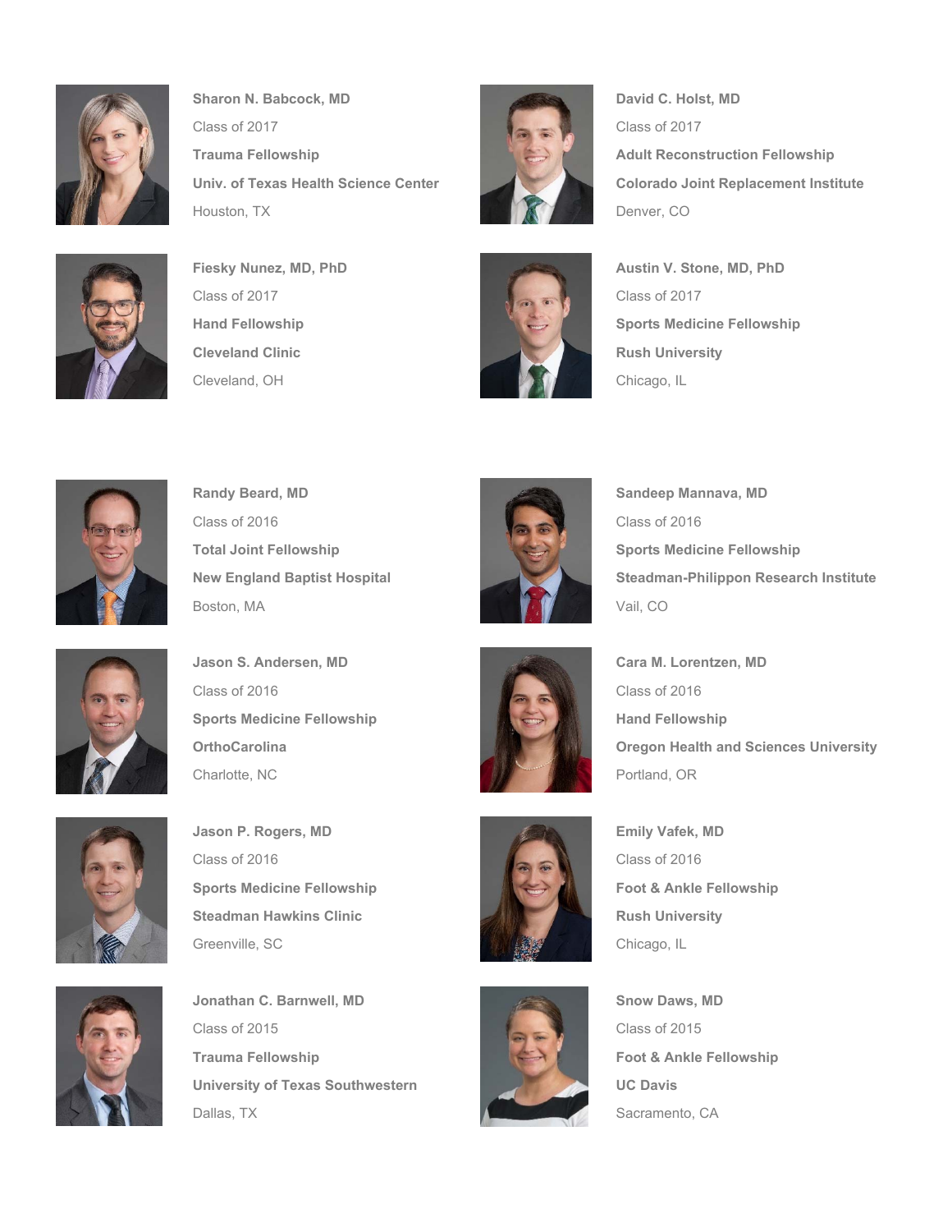**Sharon N. Babcock, MD**
Class of 2017
**Trauma Fellowship**
**Univ. of Texas Health Science Center**
Houston, TX

**Fiesky Nunez, MD, PhD**
Class of 2017
**Hand Fellowship**
**Cleveland Clinic**
Cleveland, OH

**David C. Holst, MD**
Class of 2017
**Adult Reconstruction Fellowship**
**Colorado Joint Replacement Institute**
Denver, CO

**Austin V. Stone, MD, PhD**
Class of 2017
**Sports Medicine Fellowship**
**Rush University**
Chicago, IL

**Randy Beard, MD**
Class of 2016
**Total Joint Fellowship**
**New England Baptist Hospital**
Boston, MA

**Jason S. Andersen, MD**
Class of 2016
**Sports Medicine Fellowship**
**OrthoCarolina**
Charlotte, NC

**Jason P. Rogers, MD**
Class of 2016
**Sports Medicine Fellowship**
**Steadman Hawkins Clinic**
Greenville, SC

**Jonathan C. Barnwell, MD**
Class of 2015
**Trauma Fellowship**
**University of Texas Southwestern**
Dallas, TX

**Sandeep Mannava, MD**
Class of 2016
**Sports Medicine Fellowship**
**Steadman-Philippon Research Institute**
Vail, CO

**Cara M. Lorentzen, MD**
Class of 2016
**Hand Fellowship**
**Oregon Health and Sciences University**
Portland, OR

**Emily Vafek, MD**
Class of 2016
**Foot & Ankle Fellowship**
**Rush University**
Chicago, IL

**Snow Daws, MD**
Class of 2015
**Foot & Ankle Fellowship**
**UC Davis**
Sacramento, CA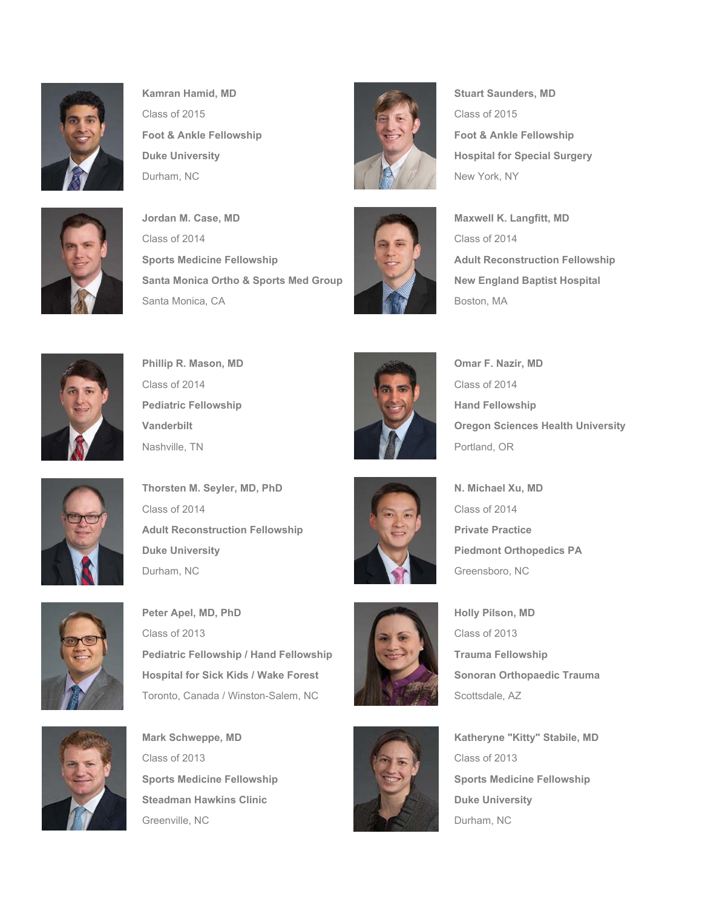**Kamran Hamid, MD**

Class of 2015

**Foot & Ankle Fellowship**

**Duke University**

Durham, NC

**Stuart Saunders, MD**

Class of 2015

**Foot & Ankle Fellowship**

**Hospital for Special Surgery**

New York, NY

**Jordan M. Case, MD**

Class of 2014

**Sports Medicine Fellowship**

**Santa Monica Ortho & Sports Med Group**

Santa Monica, CA

**Maxwell K. Langfitt, MD**

Class of 2014

**Adult Reconstruction Fellowship**

**New England Baptist Hospital**

Boston, MA

**Phillip R. Mason, MD**

Class of 2014

**Pediatric Fellowship**

**Vanderbilt**

Nashville, TN

**Omar F. Nazir, MD**

Class of 2014

**Hand Fellowship**

**Oregon Sciences Health University**

Portland, OR

**Thorsten M. Seyler, MD, PhD**

Class of 2014

**Adult Reconstruction Fellowship**

**Duke University**

Durham, NC

**N. Michael Xu, MD**

Class of 2014

**Private Practice**

**Piedmont Orthopedics PA**

Greensboro, NC

**Peter Apel, MD, PhD**

Class of 2013

**Pediatric Fellowship / Hand Fellowship**

**Hospital for Sick Kids / Wake Forest**

Toronto, Canada / Winston-Salem, NC

**Holly Pilson, MD**

Class of 2013

**Trauma Fellowship**

**Sonoran Orthopaedic Trauma**

Scottsdale, AZ

**Mark Schweppe, MD**

Class of 2013

**Sports Medicine Fellowship**

**Steadman Hawkins Clinic**

Greenville, NC

**Katheryne "Kitty" Stabile, MD**

Class of 2013

**Sports Medicine Fellowship**

**Duke University**

Durham, NC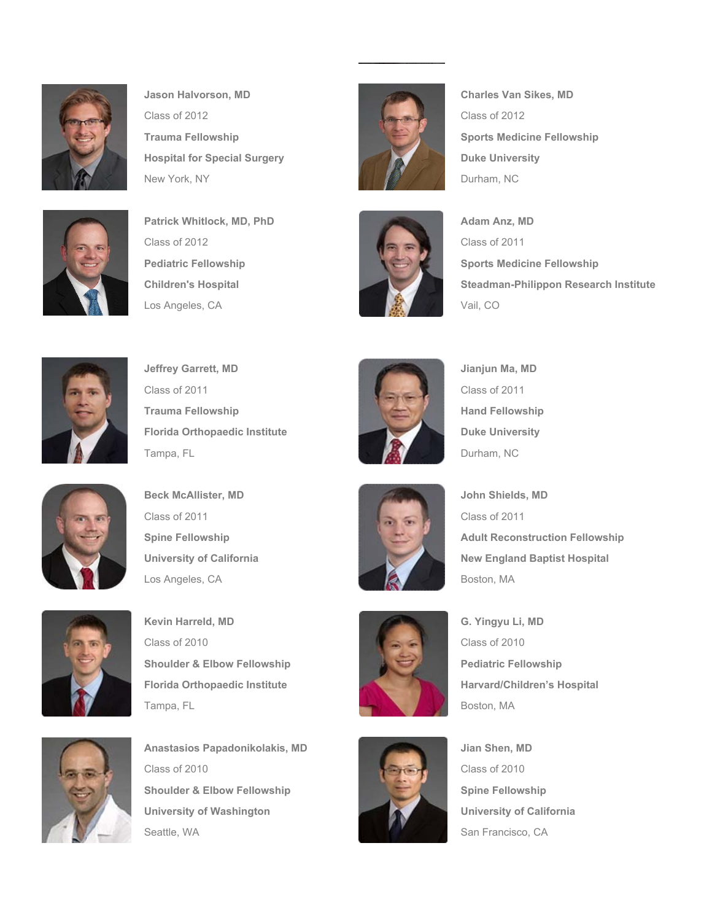**Jason Halvorson, MD**
Class of 2012
**Trauma Fellowship**
**Hospital for Special Surgery**
New York, NY

**Charles Van Sikes, MD**
Class of 2012
**Sports Medicine Fellowship**
**Duke University**
Durham, NC

**Patrick Whitlock, MD, PhD**
Class of 2012
**Pediatric Fellowship**
**Children's Hospital**
Los Angeles, CA

**Adam Anz, MD**
Class of 2011
**Sports Medicine Fellowship**
**Steadman-Philippon Research Institute**
Vail, CO

**Jeffrey Garrett, MD**
Class of 2011
**Trauma Fellowship**
**Florida Orthopaedic Institute**
Tampa, FL

**Jianjun Ma, MD**
Class of 2011
**Hand Fellowship**
**Duke University**
Durham, NC

**Beck McAllister, MD**
Class of 2011
**Spine Fellowship**
**University of California**
Los Angeles, CA

**John Shields, MD**
Class of 2011
**Adult Reconstruction Fellowship**
**New England Baptist Hospital**
Boston, MA

**Kevin Harreld, MD**
Class of 2010
**Shoulder & Elbow Fellowship**
**Florida Orthopaedic Institute**
Tampa, FL

**G. Yingyu Li, MD**
Class of 2010
**Pediatric Fellowship**
**Harvard/Children's Hospital**
Boston, MA

**Anastasios Papadonikolakis, MD**
Class of 2010
**Shoulder & Elbow Fellowship**
**University of Washington**
Seattle, WA

**Jian Shen, MD**
Class of 2010
**Spine Fellowship**
**University of California**
San Francisco, CA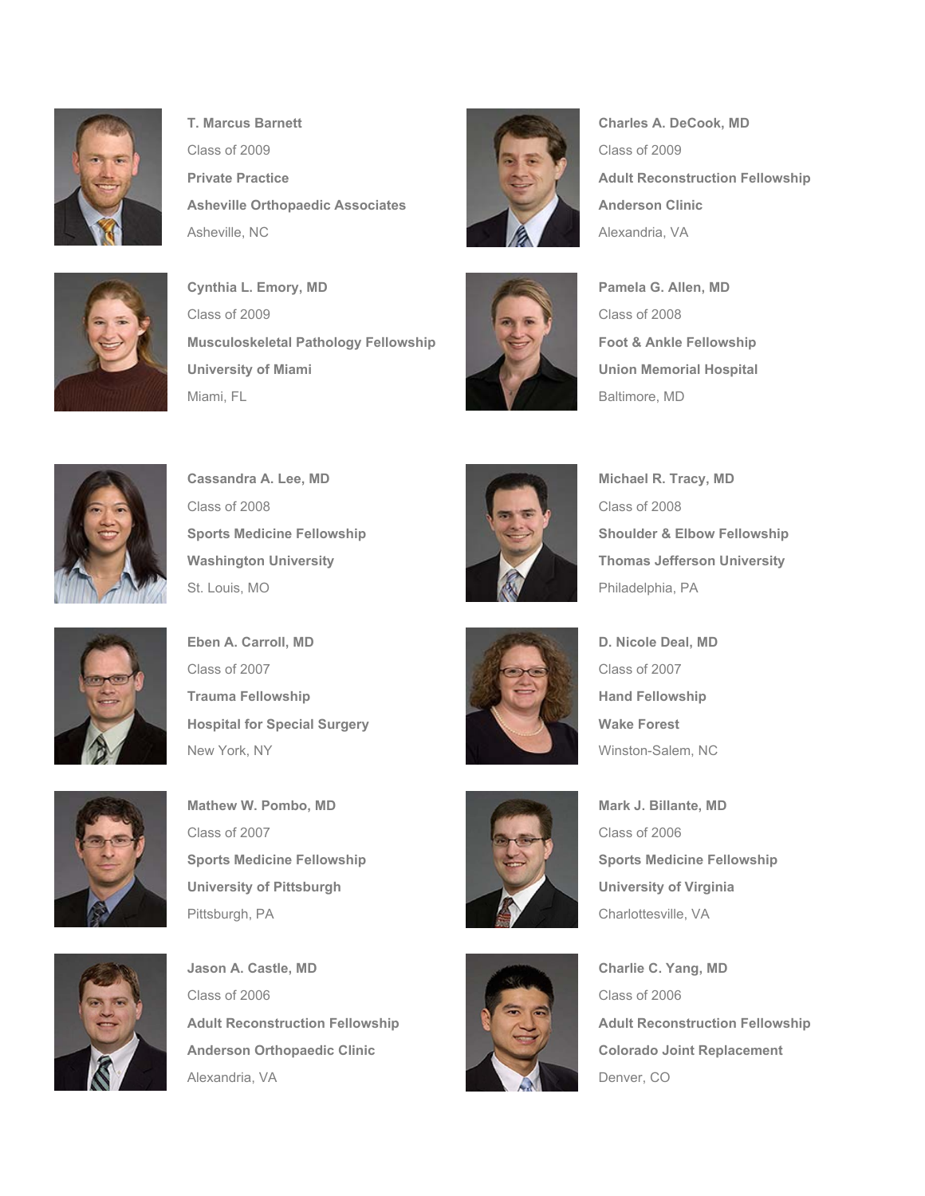**T. Marcus Barnett**
Class of 2009
**Private Practice**
**Asheville Orthopaedic Associates**
Asheville, NC

**Charles A. DeCook, MD**
Class of 2009
**Adult Reconstruction Fellowship**
**Anderson Clinic**
Alexandria, VA

**Cynthia L. Emory, MD**
Class of 2009
**Musculoskeletal Pathology Fellowship**
**University of Miami**
Miami, FL

**Pamela G. Allen, MD**
Class of 2008
**Foot & Ankle Fellowship**
**Union Memorial Hospital**
Baltimore, MD

**Cassandra A. Lee, MD**
Class of 2008
**Sports Medicine Fellowship**
**Washington University**
St. Louis, MO

**Michael R. Tracy, MD**
Class of 2008
**Shoulder & Elbow Fellowship**
**Thomas Jefferson University**
Philadelphia, PA

**Eben A. Carroll, MD**
Class of 2007
**Trauma Fellowship**
**Hospital for Special Surgery**
New York, NY

**D. Nicole Deal, MD**
Class of 2007
**Hand Fellowship**
**Wake Forest**
Winston-Salem, NC

**Mathew W. Pombo, MD**
Class of 2007
**Sports Medicine Fellowship**
**University of Pittsburgh**
Pittsburgh, PA

**Mark J. Billante, MD**
Class of 2006
**Sports Medicine Fellowship**
**University of Virginia**
Charlottesville, VA

**Jason A. Castle, MD**
Class of 2006
**Adult Reconstruction Fellowship**
**Anderson Orthopaedic Clinic**
Alexandria, VA

**Charlie C. Yang, MD**
Class of 2006
**Adult Reconstruction Fellowship**
**Colorado Joint Replacement**
Denver, CO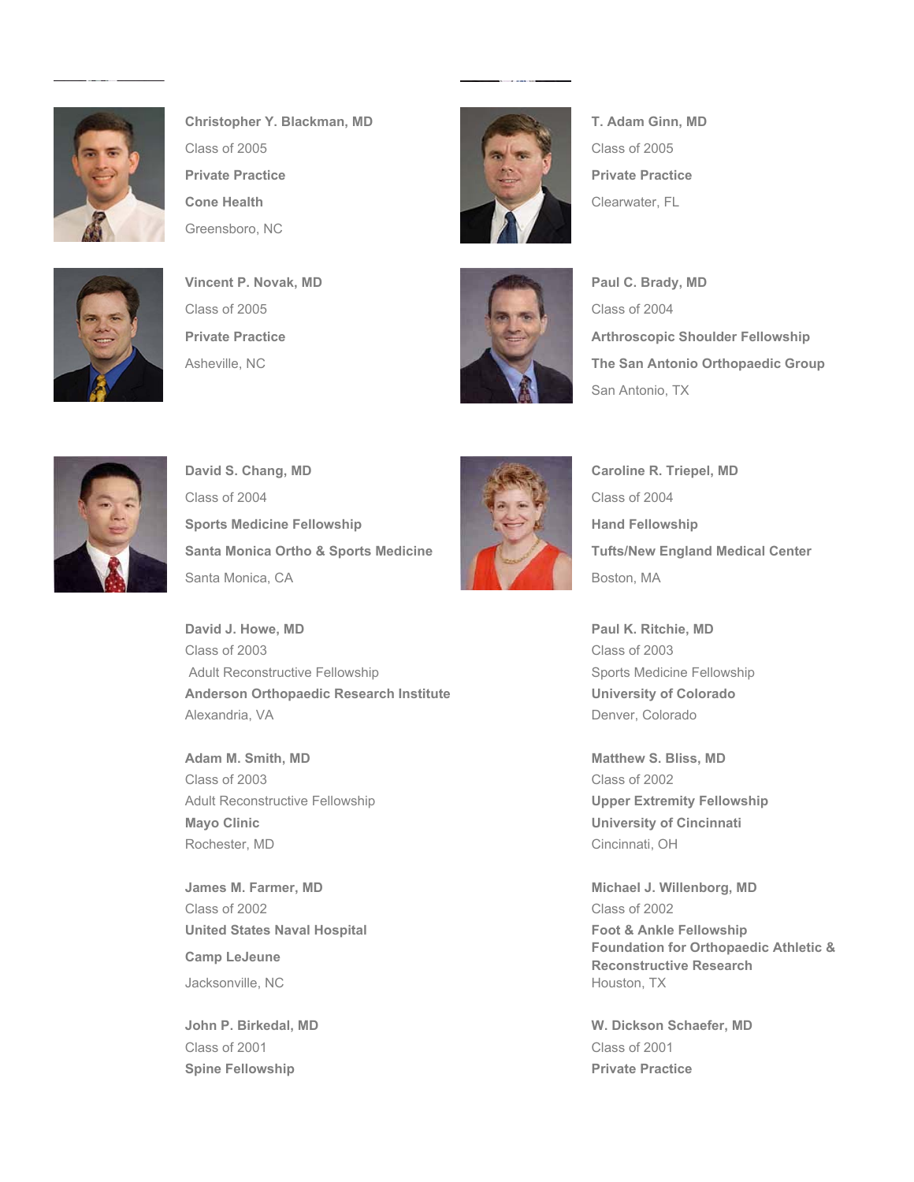**Christopher Y. Blackman, MD**
Class of 2005
**Private Practice**
**Cone Health**
Greensboro, NC

**T. Adam Ginn, MD**
Class of 2005
**Private Practice**
Clearwater, FL

**Vincent P. Novak, MD**
Class of 2005
**Private Practice**
Asheville, NC

**Paul C. Brady, MD**
Class of 2004
**Arthroscopic Shoulder Fellowship**
**The San Antonio Orthopaedic Group**
San Antonio, TX

**David S. Chang, MD**
Class of 2004
**Sports Medicine Fellowship**
**Santa Monica Ortho & Sports Medicine**
Santa Monica, CA

**Caroline R. Triepel, MD**
Class of 2004
**Hand Fellowship**
**Tufts/New England Medical Center**
Boston, MA

**David J. Howe, MD**
Class of 2003
Adult Reconstructive Fellowship
**Anderson Orthopaedic Research Institute**
Alexandria, VA

**Paul K. Ritchie, MD**
Class of 2003
Sports Medicine Fellowship
**University of Colorado**
Denver, Colorado

**Adam M. Smith, MD**
Class of 2003
Adult Reconstructive Fellowship
**Mayo Clinic**
Rochester, MD

**Matthew S. Bliss, MD**
Class of 2002
**Upper Extremity Fellowship**
**University of Cincinnati**
Cincinnati, OH

**James M. Farmer, MD**
Class of 2002
**United States Naval Hospital**
**Camp LeJeune**
Jacksonville, NC

**Michael J. Willenborg, MD**
Class of 2002
**Foot & Ankle Fellowship**
**Foundation for Orthopaedic Athletic & Reconstructive Research**
Houston, TX

**John P. Birkedal, MD**
Class of 2001
**Spine Fellowship**

**W. Dickson Schaefer, MD**
Class of 2001
**Private Practice**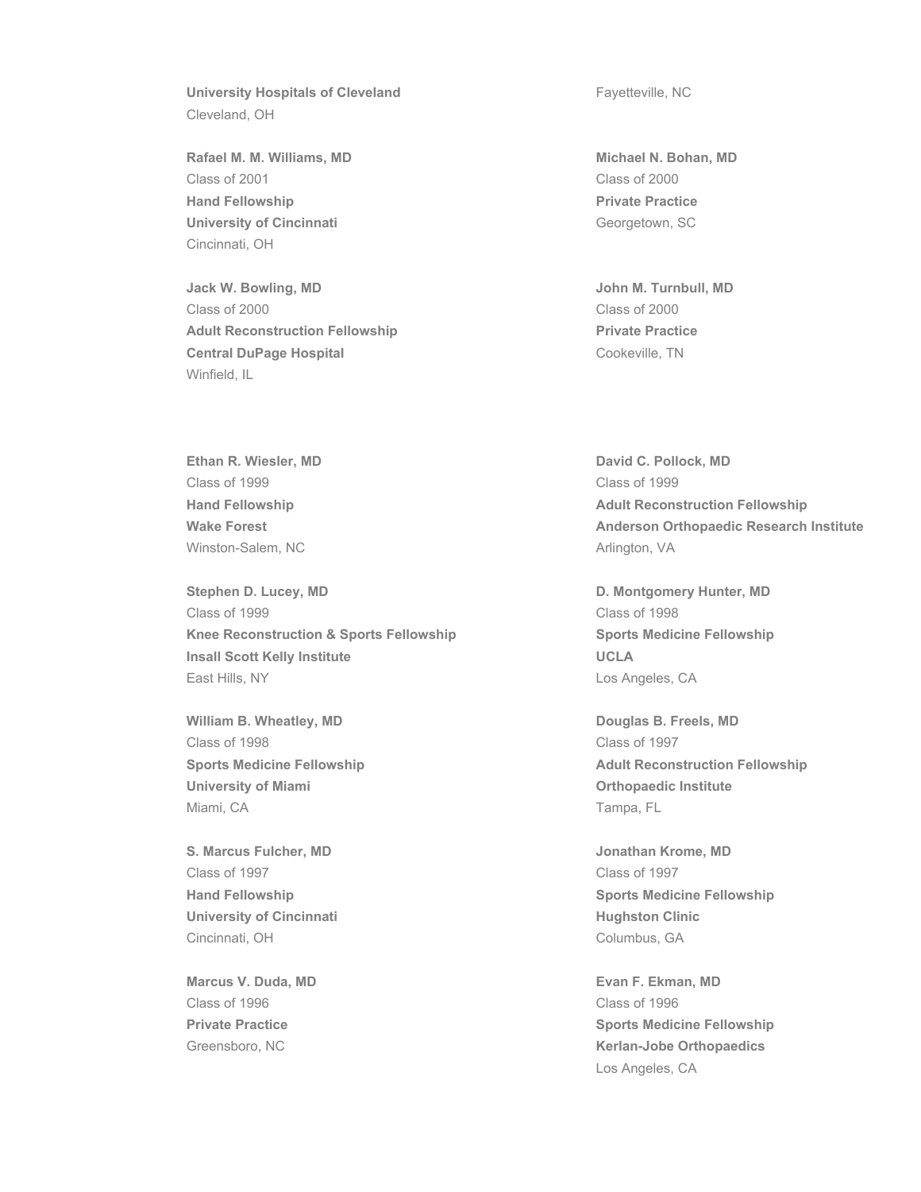**University Hospitals of Cleveland**
Cleveland, OH

Fayetteville, NC

**Rafael M. M. Williams, MD**
Class of 2001
**Hand Fellowship**
**University of Cincinnati**
Cincinnati, OH

**Michael N. Bohan, MD**
Class of 2000
**Private Practice**
Georgetown, SC

**Jack W. Bowling, MD**
Class of 2000
**Adult Reconstruction Fellowship**
**Central DuPage Hospital**
Winfield, IL

**John M. Turnbull, MD**
Class of 2000
**Private Practice**
Cookeville, TN

**Ethan R. Wiesler, MD**
Class of 1999
**Hand Fellowship**
**Wake Forest**
Winston-Salem, NC

**David C. Pollock, MD**
Class of 1999
**Adult Reconstruction Fellowship**
**Anderson Orthopaedic Research Institute**
Arlington, VA

**Stephen D. Lucey, MD**
Class of 1999
**Knee Reconstruction & Sports Fellowship**
**Insall Scott Kelly Institute**
East Hills, NY

**D. Montgomery Hunter, MD**
Class of 1998
**Sports Medicine Fellowship**
**UCLA**
Los Angeles, CA

**William B. Wheatley, MD**
Class of 1998
**Sports Medicine Fellowship**
**University of Miami**
Miami, CA

**Douglas B. Freels, MD**
Class of 1997
**Adult Reconstruction Fellowship**
**Orthopaedic Institute**
Tampa, FL

**S. Marcus Fulcher, MD**
Class of 1997
**Hand Fellowship**
**University of Cincinnati**
Cincinnati, OH

**Jonathan Krome, MD**
Class of 1997
**Sports Medicine Fellowship**
**Hughston Clinic**
Columbus, GA

**Marcus V. Duda, MD**
Class of 1996
**Private Practice**
Greensboro, NC

**Evan F. Ekman, MD**
Class of 1996
**Sports Medicine Fellowship**
**Kerlan-Jobe Orthopaedics**
Los Angeles, CA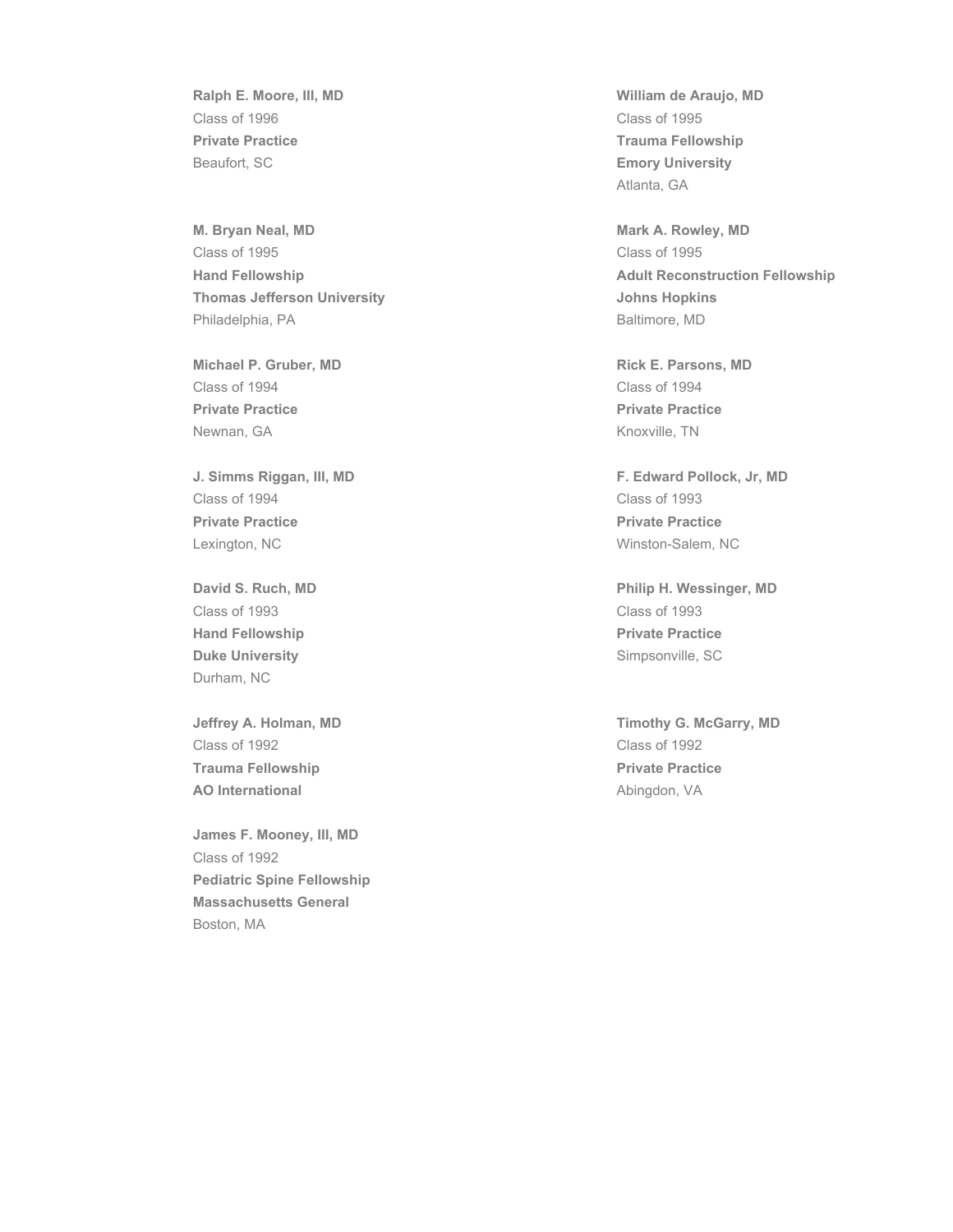**Ralph E. Moore, III, MD**
Class of 1996
**Private Practice**
Beaufort, SC

**William de Araujo, MD**
Class of 1995
**Trauma Fellowship**
**Emory University**
Atlanta, GA

**M. Bryan Neal, MD**
Class of 1995
**Hand Fellowship**
**Thomas Jefferson University**
Philadelphia, PA

**Mark A. Rowley, MD**
Class of 1995
**Adult Reconstruction Fellowship**
**Johns Hopkins**
Baltimore, MD

**Michael P. Gruber, MD**
Class of 1994
**Private Practice**
Newnan, GA

**Rick E. Parsons, MD**
Class of 1994
**Private Practice**
Knoxville, TN

**J. Simms Riggan, III, MD**
Class of 1994
**Private Practice**
Lexington, NC

**F. Edward Pollock, Jr, MD**
Class of 1993
**Private Practice**
Winston-Salem, NC

**David S. Ruch, MD**
Class of 1993
**Hand Fellowship**
**Duke University**
Durham, NC

**Philip H. Wessinger, MD**
Class of 1993
**Private Practice**
Simpsonville, SC

**Jeffrey A. Holman, MD**
Class of 1992
**Trauma Fellowship**
**AO International**

**Timothy G. McGarry, MD**
Class of 1992
**Private Practice**
Abingdon, VA

**James F. Mooney, III, MD**
Class of 1992
**Pediatric Spine Fellowship**
**Massachusetts General**
Boston, MA